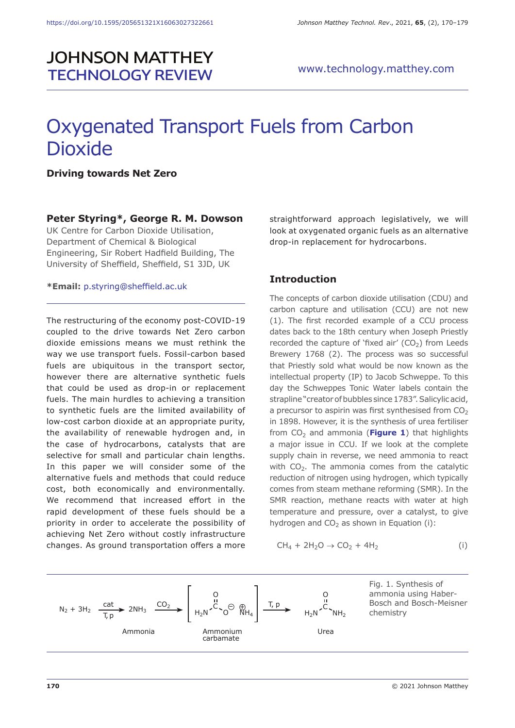# Oxygenated Transport Fuels from Carbon Dioxide

**Driving towards Net Zero**

**Peter Styring*, George R. M. Dowson**

UK Centre for Carbon Dioxide Utilisation, Department of Chemical & Biological Engineering, Sir Robert Hadfield Building, The University of Sheffield, Sheffield, S1 3JD, UK

***Email:** p.styring@sheffield.ac.uk

The restructuring of the economy post-COVID-19 coupled to the drive towards Net Zero carbon dioxide emissions means we must rethink the way we use transport fuels. Fossil-carbon based fuels are ubiquitous in the transport sector, however there are alternative synthetic fuels that could be used as drop-in or replacement fuels. The main hurdles to achieving a transition to synthetic fuels are the limited availability of low-cost carbon dioxide at an appropriate purity, the availability of renewable hydrogen and, in the case of hydrocarbons, catalysts that are selective for small and particular chain lengths. In this paper we will consider some of the alternative fuels and methods that could reduce cost, both economically and environmentally. We recommend that increased effort in the rapid development of these fuels should be a priority in order to accelerate the possibility of achieving Net Zero without costly infrastructure changes. As ground transportation offers a more straightforward approach legislatively, we will look at oxygenated organic fuels as an alternative drop-in replacement for hydrocarbons.

## Introduction

The concepts of carbon dioxide utilisation (CDU) and carbon capture and utilisation (CCU) are not new (1). The first recorded example of a CCU process dates back to the 18th century when Joseph Priestly recorded the capture of 'fixed air' ($CO_2$) from Leeds Brewery 1768 (2). The process was so successful that Priestly sold what would be now known as the intellectual property (IP) to Jacob Schweppe. To this day the Schweppes Tonic Water labels contain the strapline "creator of bubbles since 1783". Salicylic acid, a precursor to aspirin was first synthesised from $CO_2$ in 1898. However, it is the synthesis of urea fertiliser from $CO_2$ and ammonia (**Figure 1**) that highlights a major issue in CCU. If we look at the complete supply chain in reverse, we need ammonia to react with $CO_2$. The ammonia comes from the catalytic reduction of nitrogen using hydrogen, which typically comes from steam methane reforming (SMR). In the SMR reaction, methane reacts with water at high temperature and pressure, over a catalyst, to give hydrogen and $CO_2$ as shown in Equation (i):

$$CH_4 + 2H_2O \rightarrow CO_2 + 4H_2 \qquad \text{(i)}$$

$$N_2 + 3H_2 \xrightarrow[T,\,p]{cat} 2NH_3 \xrightarrow{CO_2} \left[ H_2N\text{–}C(=O)\text{–}O^{\ominus}\ \overset{\oplus}{N}H_4 \right] \xrightarrow{T,\,p} H_2N\text{–}C(=O)\text{–}NH_2$$

Ammonia — Ammonium carbamate — Urea

Fig. 1. Synthesis of ammonia using Haber-Bosch and Bosch-Meisner chemistry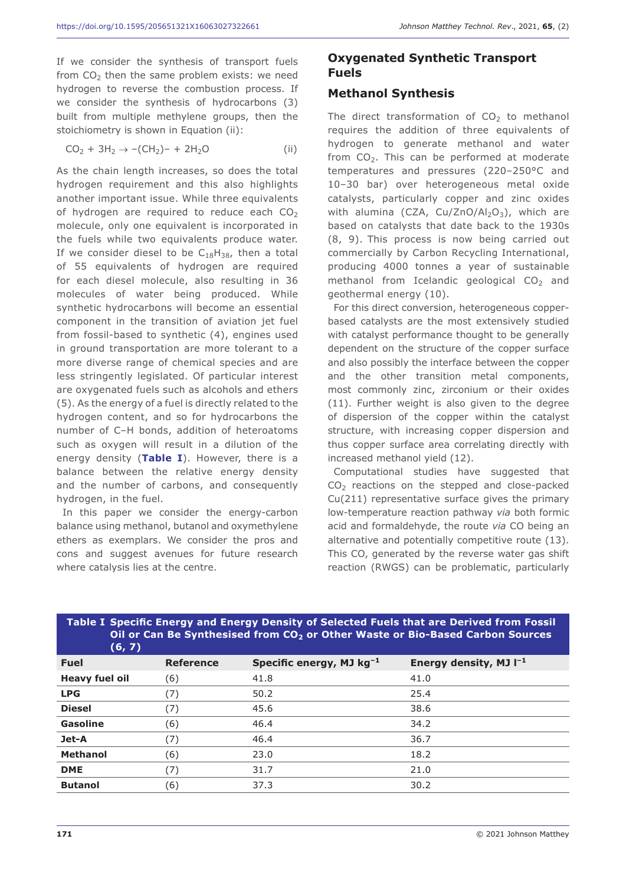If we consider the synthesis of transport fuels from $CO_2$ then the same problem exists: we need hydrogen to reverse the combustion process. If we consider the synthesis of hydrocarbons (3) built from multiple methylene groups, then the stoichiometry is shown in Equation (ii):

$$CO_2 + 3H_2 \rightarrow -(CH_2)- + 2H_2O \qquad \text{(ii)}$$

As the chain length increases, so does the total hydrogen requirement and this also highlights another important issue. While three equivalents of hydrogen are required to reduce each $CO_2$ molecule, only one equivalent is incorporated in the fuels while two equivalents produce water. If we consider diesel to be $C_{18}H_{38}$, then a total of 55 equivalents of hydrogen are required for each diesel molecule, also resulting in 36 molecules of water being produced. While synthetic hydrocarbons will become an essential component in the transition of aviation jet fuel from fossil-based to synthetic (4), engines used in ground transportation are more tolerant to a more diverse range of chemical species and are less stringently legislated. Of particular interest are oxygenated fuels such as alcohols and ethers (5). As the energy of a fuel is directly related to the hydrogen content, and so for hydrocarbons the number of C–H bonds, addition of heteroatoms such as oxygen will result in a dilution of the energy density (**Table I**). However, there is a balance between the relative energy density and the number of carbons, and consequently hydrogen, in the fuel.

In this paper we consider the energy-carbon balance using methanol, butanol and oxymethylene ethers as exemplars. We consider the pros and cons and suggest avenues for future research where catalysis lies at the centre.

## Oxygenated Synthetic Transport Fuels

### Methanol Synthesis

The direct transformation of $CO_2$ to methanol requires the addition of three equivalents of hydrogen to generate methanol and water from $CO_2$. This can be performed at moderate temperatures and pressures (220–250°C and 10–30 bar) over heterogeneous metal oxide catalysts, particularly copper and zinc oxides with alumina (CZA, $Cu/ZnO/Al_2O_3$), which are based on catalysts that date back to the 1930s (8, 9). This process is now being carried out commercially by Carbon Recycling International, producing 4000 tonnes a year of sustainable methanol from Icelandic geological $CO_2$ and geothermal energy (10).

For this direct conversion, heterogeneous copper-based catalysts are the most extensively studied with catalyst performance thought to be generally dependent on the structure of the copper surface and also possibly the interface between the copper and the other transition metal components, most commonly zinc, zirconium or their oxides (11). Further weight is also given to the degree of dispersion of the copper within the catalyst structure, with increasing copper dispersion and thus copper surface area correlating directly with increased methanol yield (12).

Computational studies have suggested that $CO_2$ reactions on the stepped and close-packed Cu(211) representative surface gives the primary low-temperature reaction pathway *via* both formic acid and formaldehyde, the route *via* CO being an alternative and potentially competitive route (13). This CO, generated by the reverse water gas shift reaction (RWGS) can be problematic, particularly

**Table I Specific Energy and Energy Density of Selected Fuels that are Derived from Fossil Oil or Can Be Synthesised from $CO_2$ or Other Waste or Bio-Based Carbon Sources (6, 7)**

| Fuel | Reference | Specific energy, MJ $kg^{-1}$ | Energy density, MJ $l^{-1}$ |
|---|---|---|---|
| **Heavy fuel oil** | (6) | 41.8 | 41.0 |
| **LPG** | (7) | 50.2 | 25.4 |
| **Diesel** | (7) | 45.6 | 38.6 |
| **Gasoline** | (6) | 46.4 | 34.2 |
| **Jet-A** | (7) | 46.4 | 36.7 |
| **Methanol** | (6) | 23.0 | 18.2 |
| **DME** | (7) | 31.7 | 21.0 |
| **Butanol** | (6) | 37.3 | 30.2 |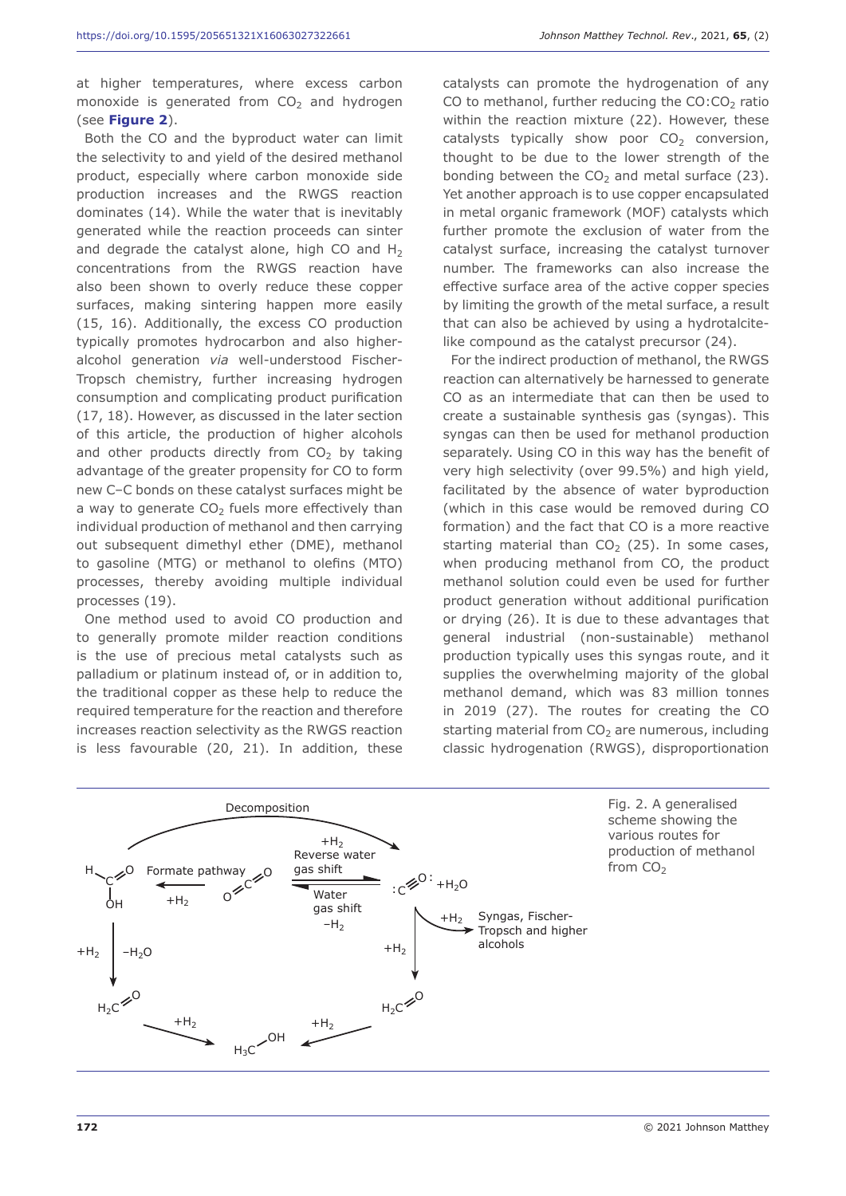at higher temperatures, where excess carbon monoxide is generated from $CO_2$ and hydrogen (see **Figure 2**).

Both the CO and the byproduct water can limit the selectivity to and yield of the desired methanol product, especially where carbon monoxide side production increases and the RWGS reaction dominates (14). While the water that is inevitably generated while the reaction proceeds can sinter and degrade the catalyst alone, high CO and $H_2$ concentrations from the RWGS reaction have also been shown to overly reduce these copper surfaces, making sintering happen more easily (15, 16). Additionally, the excess CO production typically promotes hydrocarbon and also higher-alcohol generation *via* well-understood Fischer-Tropsch chemistry, further increasing hydrogen consumption and complicating product purification (17, 18). However, as discussed in the later section of this article, the production of higher alcohols and other products directly from $CO_2$ by taking advantage of the greater propensity for CO to form new C–C bonds on these catalyst surfaces might be a way to generate $CO_2$ fuels more effectively than individual production of methanol and then carrying out subsequent dimethyl ether (DME), methanol to gasoline (MTG) or methanol to olefins (MTO) processes, thereby avoiding multiple individual processes (19).

One method used to avoid CO production and to generally promote milder reaction conditions is the use of precious metal catalysts such as palladium or platinum instead of, or in addition to, the traditional copper as these help to reduce the required temperature for the reaction and therefore increases reaction selectivity as the RWGS reaction is less favourable (20, 21). In addition, these catalysts can promote the hydrogenation of any CO to methanol, further reducing the CO:$CO_2$ ratio within the reaction mixture (22). However, these catalysts typically show poor $CO_2$ conversion, thought to be due to the lower strength of the bonding between the $CO_2$ and metal surface (23). Yet another approach is to use copper encapsulated in metal organic framework (MOF) catalysts which further promote the exclusion of water from the catalyst surface, increasing the catalyst turnover number. The frameworks can also increase the effective surface area of the active copper species by limiting the growth of the metal surface, a result that can also be achieved by using a hydrotalcite-like compound as the catalyst precursor (24).

For the indirect production of methanol, the RWGS reaction can alternatively be harnessed to generate CO as an intermediate that can then be used to create a sustainable synthesis gas (syngas). This syngas can then be used for methanol production separately. Using CO in this way has the benefit of very high selectivity (over 99.5%) and high yield, facilitated by the absence of water byproduction (which in this case would be removed during CO formation) and the fact that CO is a more reactive starting material than $CO_2$ (25). In some cases, when producing methanol from CO, the product methanol solution could even be used for further product generation without additional purification or drying (26). It is due to these advantages that general industrial (non-sustainable) methanol production typically uses this syngas route, and it supplies the overwhelming majority of the global methanol demand, which was 83 million tonnes in 2019 (27). The routes for creating the CO starting material from $CO_2$ are numerous, including classic hydrogenation (RWGS), disproportionation

Fig. 2. A generalised scheme showing the various routes for production of methanol from $CO_2$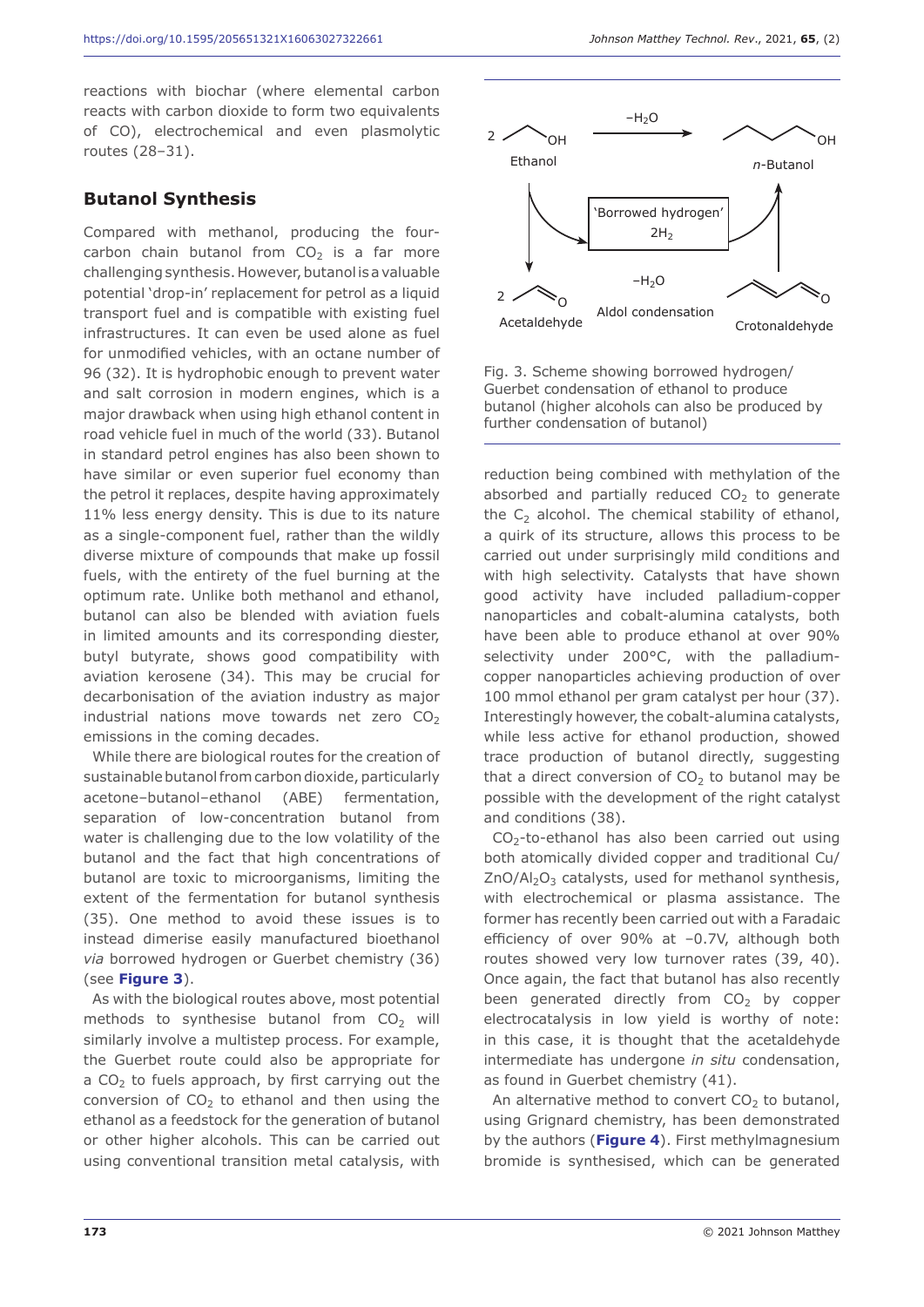reactions with biochar (where elemental carbon reacts with carbon dioxide to form two equivalents of CO), electrochemical and even plasmolytic routes (28–31).

## Butanol Synthesis

Compared with methanol, producing the four-carbon chain butanol from $CO_2$ is a far more challenging synthesis. However, butanol is a valuable potential 'drop-in' replacement for petrol as a liquid transport fuel and is compatible with existing fuel infrastructures. It can even be used alone as fuel for unmodified vehicles, with an octane number of 96 (32). It is hydrophobic enough to prevent water and salt corrosion in modern engines, which is a major drawback when using high ethanol content in road vehicle fuel in much of the world (33). Butanol in standard petrol engines has also been shown to have similar or even superior fuel economy than the petrol it replaces, despite having approximately 11% less energy density. This is due to its nature as a single-component fuel, rather than the wildly diverse mixture of compounds that make up fossil fuels, with the entirety of the fuel burning at the optimum rate. Unlike both methanol and ethanol, butanol can also be blended with aviation fuels in limited amounts and its corresponding diester, butyl butyrate, shows good compatibility with aviation kerosene (34). This may be crucial for decarbonisation of the aviation industry as major industrial nations move towards net zero $CO_2$ emissions in the coming decades.

While there are biological routes for the creation of sustainable butanol from carbon dioxide, particularly acetone–butanol–ethanol (ABE) fermentation, separation of low-concentration butanol from water is challenging due to the low volatility of the butanol and the fact that high concentrations of butanol are toxic to microorganisms, limiting the extent of the fermentation for butanol synthesis (35). One method to avoid these issues is to instead dimerise easily manufactured bioethanol *via* borrowed hydrogen or Guerbet chemistry (36) (see **Figure 3**).

As with the biological routes above, most potential methods to synthesise butanol from $CO_2$ will similarly involve a multistep process. For example, the Guerbet route could also be appropriate for a $CO_2$ to fuels approach, by first carrying out the conversion of $CO_2$ to ethanol and then using the ethanol as a feedstock for the generation of butanol or other higher alcohols. This can be carried out using conventional transition metal catalysis, with reduction being combined with methylation of the absorbed and partially reduced $CO_2$ to generate the $C_2$ alcohol. The chemical stability of ethanol, a quirk of its structure, allows this process to be carried out under surprisingly mild conditions and with high selectivity. Catalysts that have shown good activity have included palladium-copper nanoparticles and cobalt-alumina catalysts, both have been able to produce ethanol at over 90% selectivity under 200°C, with the palladium-copper nanoparticles achieving production of over 100 mmol ethanol per gram catalyst per hour (37). Interestingly however, the cobalt-alumina catalysts, while less active for ethanol production, showed trace production of butanol directly, suggesting that a direct conversion of $CO_2$ to butanol may be possible with the development of the right catalyst and conditions (38).

$CO_2$-to-ethanol has also been carried out using both atomically divided copper and traditional $Cu/ZnO/Al_2O_3$ catalysts, used for methanol synthesis, with electrochemical or plasma assistance. The former has recently been carried out with a Faradaic efficiency of over 90% at −0.7V, although both routes showed very low turnover rates (39, 40). Once again, the fact that butanol has also recently been generated directly from $CO_2$ by copper electrocatalysis in low yield is worthy of note: in this case, it is thought that the acetaldehyde intermediate has undergone *in situ* condensation, as found in Guerbet chemistry (41).

An alternative method to convert $CO_2$ to butanol, using Grignard chemistry, has been demonstrated by the authors (**Figure 4**). First methylmagnesium bromide is synthesised, which can be generated

Fig. 3. Scheme showing borrowed hydrogen/Guerbet condensation of ethanol to produce butanol (higher alcohols can also be produced by further condensation of butanol)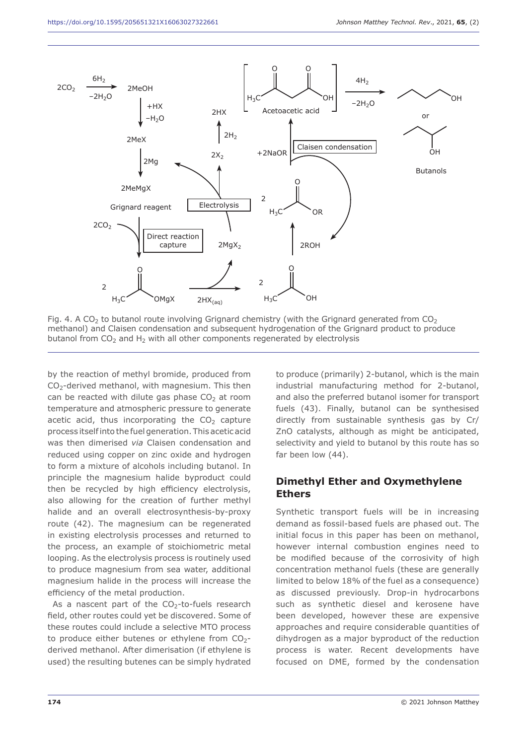Fig. 4. A $CO_2$ to butanol route involving Grignard chemistry (with the Grignard generated from $CO_2$ methanol) and Claisen condensation and subsequent hydrogenation of the Grignard product to produce butanol from $CO_2$ and $H_2$ with all other components regenerated by electrolysis

by the reaction of methyl bromide, produced from $CO_2$-derived methanol, with magnesium. This then can be reacted with dilute gas phase $CO_2$ at room temperature and atmospheric pressure to generate acetic acid, thus incorporating the $CO_2$ capture process itself into the fuel generation. This acetic acid was then dimerised *via* Claisen condensation and reduced using copper on zinc oxide and hydrogen to form a mixture of alcohols including butanol. In principle the magnesium halide byproduct could then be recycled by high efficiency electrolysis, also allowing for the creation of further methyl halide and an overall electrosynthesis-by-proxy route (42). The magnesium can be regenerated in existing electrolysis processes and returned to the process, an example of stoichiometric metal looping. As the electrolysis process is routinely used to produce magnesium from sea water, additional magnesium halide in the process will increase the efficiency of the metal production.

As a nascent part of the $CO_2$-to-fuels research field, other routes could yet be discovered. Some of these routes could include a selective MTO process to produce either butenes or ethylene from $CO_2$-derived methanol. After dimerisation (if ethylene is used) the resulting butenes can be simply hydrated to produce (primarily) 2-butanol, which is the main industrial manufacturing method for 2-butanol, and also the preferred butanol isomer for transport fuels (43). Finally, butanol can be synthesised directly from sustainable synthesis gas by Cr/ZnO catalysts, although as might be anticipated, selectivity and yield to butanol by this route has so far been low (44).

## Dimethyl Ether and Oxymethylene Ethers

Synthetic transport fuels will be in increasing demand as fossil-based fuels are phased out. The initial focus in this paper has been on methanol, however internal combustion engines need to be modified because of the corrosivity of high concentration methanol fuels (these are generally limited to below 18% of the fuel as a consequence) as discussed previously. Drop-in hydrocarbons such as synthetic diesel and kerosene have been developed, however these are expensive approaches and require considerable quantities of dihydrogen as a major byproduct of the reduction process is water. Recent developments have focused on DME, formed by the condensation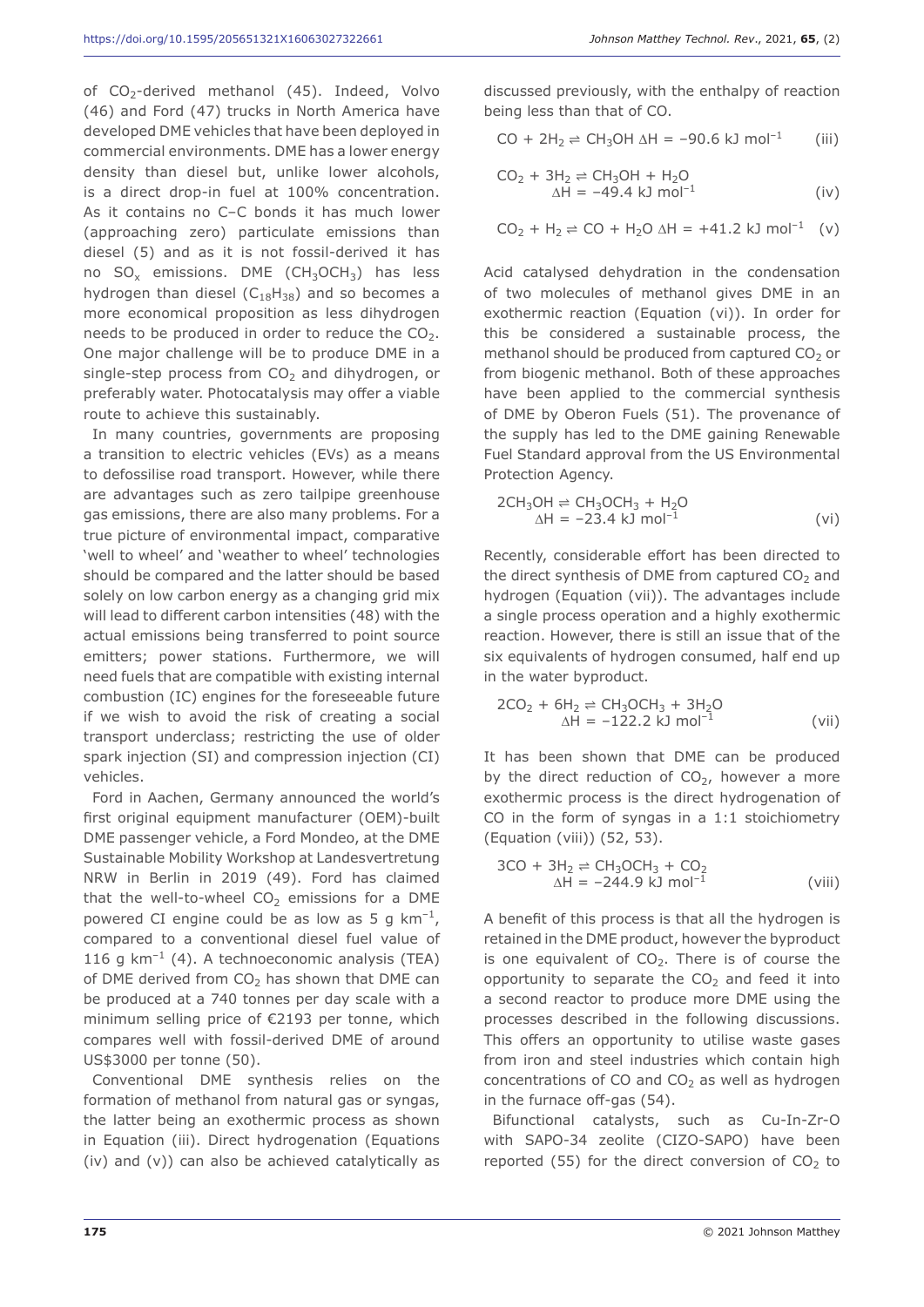of $CO_2$-derived methanol (45). Indeed, Volvo (46) and Ford (47) trucks in North America have developed DME vehicles that have been deployed in commercial environments. DME has a lower energy density than diesel but, unlike lower alcohols, is a direct drop-in fuel at 100% concentration. As it contains no C–C bonds it has much lower (approaching zero) particulate emissions than diesel (5) and as it is not fossil-derived it has no $SO_x$ emissions. DME ($CH_3OCH_3$) has less hydrogen than diesel ($C_{18}H_{38}$) and so becomes a more economical proposition as less dihydrogen needs to be produced in order to reduce the $CO_2$. One major challenge will be to produce DME in a single-step process from $CO_2$ and dihydrogen, or preferably water. Photocatalysis may offer a viable route to achieve this sustainably.

In many countries, governments are proposing a transition to electric vehicles (EVs) as a means to defossilise road transport. However, while there are advantages such as zero tailpipe greenhouse gas emissions, there are also many problems. For a true picture of environmental impact, comparative 'well to wheel' and 'weather to wheel' technologies should be compared and the latter should be based solely on low carbon energy as a changing grid mix will lead to different carbon intensities (48) with the actual emissions being transferred to point source emitters; power stations. Furthermore, we will need fuels that are compatible with existing internal combustion (IC) engines for the foreseeable future if we wish to avoid the risk of creating a social transport underclass; restricting the use of older spark injection (SI) and compression injection (CI) vehicles.

Ford in Aachen, Germany announced the world's first original equipment manufacturer (OEM)-built DME passenger vehicle, a Ford Mondeo, at the DME Sustainable Mobility Workshop at Landesvertretung NRW in Berlin in 2019 (49). Ford has claimed that the well-to-wheel $CO_2$ emissions for a DME powered CI engine could be as low as 5 g km$^{-1}$, compared to a conventional diesel fuel value of 116 g km$^{-1}$ (4). A technoeconomic analysis (TEA) of DME derived from $CO_2$ has shown that DME can be produced at a 740 tonnes per day scale with a minimum selling price of €2193 per tonne, which compares well with fossil-derived DME of around US$3000 per tonne (50).

Conventional DME synthesis relies on the formation of methanol from natural gas or syngas, the latter being an exothermic process as shown in Equation (iii). Direct hydrogenation (Equations (iv) and (v)) can also be achieved catalytically as discussed previously, with the enthalpy of reaction being less than that of CO.

$$CO + 2H_2 \rightleftharpoons CH_3OH \quad \Delta H = -90.6 \text{ kJ mol}^{-1} \qquad \text{(iii)}$$

$$CO_2 + 3H_2 \rightleftharpoons CH_3OH + H_2O \quad \Delta H = -49.4 \text{ kJ mol}^{-1} \qquad \text{(iv)}$$

$$CO_2 + H_2 \rightleftharpoons CO + H_2O \quad \Delta H = +41.2 \text{ kJ mol}^{-1} \qquad \text{(v)}$$

Acid catalysed dehydration in the condensation of two molecules of methanol gives DME in an exothermic reaction (Equation (vi)). In order for this be considered a sustainable process, the methanol should be produced from captured $CO_2$ or from biogenic methanol. Both of these approaches have been applied to the commercial synthesis of DME by Oberon Fuels (51). The provenance of the supply has led to the DME gaining Renewable Fuel Standard approval from the US Environmental Protection Agency.

$$2CH_3OH \rightleftharpoons CH_3OCH_3 + H_2O \quad \Delta H = -23.4 \text{ kJ mol}^{-1} \qquad \text{(vi)}$$

Recently, considerable effort has been directed to the direct synthesis of DME from captured $CO_2$ and hydrogen (Equation (vii)). The advantages include a single process operation and a highly exothermic reaction. However, there is still an issue that of the six equivalents of hydrogen consumed, half end up in the water byproduct.

$$2CO_2 + 6H_2 \rightleftharpoons CH_3OCH_3 + 3H_2O \quad \Delta H = -122.2 \text{ kJ mol}^{-1} \qquad \text{(vii)}$$

It has been shown that DME can be produced by the direct reduction of $CO_2$, however a more exothermic process is the direct hydrogenation of CO in the form of syngas in a 1:1 stoichiometry (Equation (viii)) (52, 53).

$$3CO + 3H_2 \rightleftharpoons CH_3OCH_3 + CO_2 \quad \Delta H = -244.9 \text{ kJ mol}^{-1} \qquad \text{(viii)}$$

A benefit of this process is that all the hydrogen is retained in the DME product, however the byproduct is one equivalent of $CO_2$. There is of course the opportunity to separate the $CO_2$ and feed it into a second reactor to produce more DME using the processes described in the following discussions. This offers an opportunity to utilise waste gases from iron and steel industries which contain high concentrations of CO and $CO_2$ as well as hydrogen in the furnace off-gas (54).

Bifunctional catalysts, such as Cu-In-Zr-O with SAPO-34 zeolite (CIZO-SAPO) have been reported (55) for the direct conversion of $CO_2$ to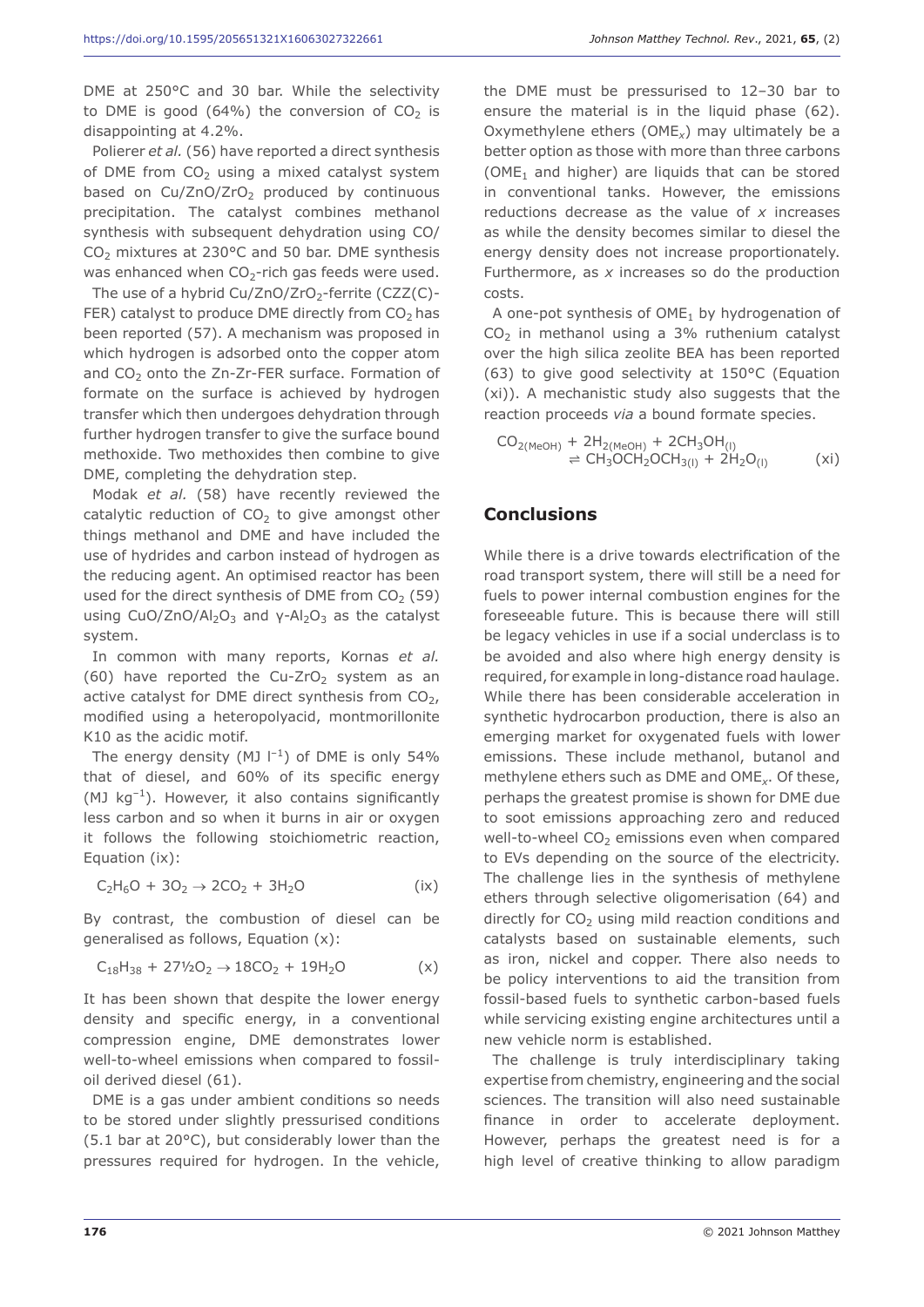DME at 250°C and 30 bar. While the selectivity to DME is good (64%) the conversion of $CO_2$ is disappointing at 4.2%.

Polierer *et al.* (56) have reported a direct synthesis of DME from $CO_2$ using a mixed catalyst system based on $Cu/ZnO/ZrO_2$ produced by continuous precipitation. The catalyst combines methanol synthesis with subsequent dehydration using CO/$CO_2$ mixtures at 230°C and 50 bar. DME synthesis was enhanced when $CO_2$-rich gas feeds were used.

The use of a hybrid $Cu/ZnO/ZrO_2$-ferrite (CZZ(C)-FER) catalyst to produce DME directly from $CO_2$ has been reported (57). A mechanism was proposed in which hydrogen is adsorbed onto the copper atom and $CO_2$ onto the Zn-Zr-FER surface. Formation of formate on the surface is achieved by hydrogen transfer which then undergoes dehydration through further hydrogen transfer to give the surface bound methoxide. Two methoxides then combine to give DME, completing the dehydration step.

Modak *et al.* (58) have recently reviewed the catalytic reduction of $CO_2$ to give amongst other things methanol and DME and have included the use of hydrides and carbon instead of hydrogen as the reducing agent. An optimised reactor has been used for the direct synthesis of DME from $CO_2$ (59) using $CuO/ZnO/Al_2O_3$ and $\gamma$-$Al_2O_3$ as the catalyst system.

In common with many reports, Kornas *et al.* (60) have reported the Cu-$ZrO_2$ system as an active catalyst for DME direct synthesis from $CO_2$, modified using a heteropolyacid, montmorillonite K10 as the acidic motif.

The energy density (MJ $l^{-1}$) of DME is only 54% that of diesel, and 60% of its specific energy (MJ $kg^{-1}$). However, it also contains significantly less carbon and so when it burns in air or oxygen it follows the following stoichiometric reaction, Equation (ix):

$$C_2H_6O + 3O_2 \rightarrow 2CO_2 + 3H_2O \qquad \text{(ix)}$$

By contrast, the combustion of diesel can be generalised as follows, Equation (x):

$$C_{18}H_{38} + 27\tfrac{1}{2}O_2 \rightarrow 18CO_2 + 19H_2O \qquad \text{(x)}$$

It has been shown that despite the lower energy density and specific energy, in a conventional compression engine, DME demonstrates lower well-to-wheel emissions when compared to fossil-oil derived diesel (61).

DME is a gas under ambient conditions so needs to be stored under slightly pressurised conditions (5.1 bar at 20°C), but considerably lower than the pressures required for hydrogen. In the vehicle, the DME must be pressurised to 12–30 bar to ensure the material is in the liquid phase (62). Oxymethylene ethers ($OME_x$) may ultimately be a better option as those with more than three carbons ($OME_1$ and higher) are liquids that can be stored in conventional tanks. However, the emissions reductions decrease as the value of $x$ increases as while the density becomes similar to diesel the energy density does not increase proportionately. Furthermore, as $x$ increases so do the production costs.

A one-pot synthesis of $OME_1$ by hydrogenation of $CO_2$ in methanol using a 3% ruthenium catalyst over the high silica zeolite BEA has been reported (63) to give good selectivity at 150°C (Equation (xi)). A mechanistic study also suggests that the reaction proceeds *via* a bound formate species.

$$CO_{2(MeOH)} + 2H_{2(MeOH)} + 2CH_3OH_{(l)} \rightleftharpoons CH_3OCH_2OCH_{3(l)} + 2H_2O_{(l)} \qquad \text{(xi)}$$

## Conclusions

While there is a drive towards electrification of the road transport system, there will still be a need for fuels to power internal combustion engines for the foreseeable future. This is because there will still be legacy vehicles in use if a social underclass is to be avoided and also where high energy density is required, for example in long-distance road haulage. While there has been considerable acceleration in synthetic hydrocarbon production, there is also an emerging market for oxygenated fuels with lower emissions. These include methanol, butanol and methylene ethers such as DME and $OME_x$. Of these, perhaps the greatest promise is shown for DME due to soot emissions approaching zero and reduced well-to-wheel $CO_2$ emissions even when compared to EVs depending on the source of the electricity. The challenge lies in the synthesis of methylene ethers through selective oligomerisation (64) and directly for $CO_2$ using mild reaction conditions and catalysts based on sustainable elements, such as iron, nickel and copper. There also needs to be policy interventions to aid the transition from fossil-based fuels to synthetic carbon-based fuels while servicing existing engine architectures until a new vehicle norm is established.

The challenge is truly interdisciplinary taking expertise from chemistry, engineering and the social sciences. The transition will also need sustainable finance in order to accelerate deployment. However, perhaps the greatest need is for a high level of creative thinking to allow paradigm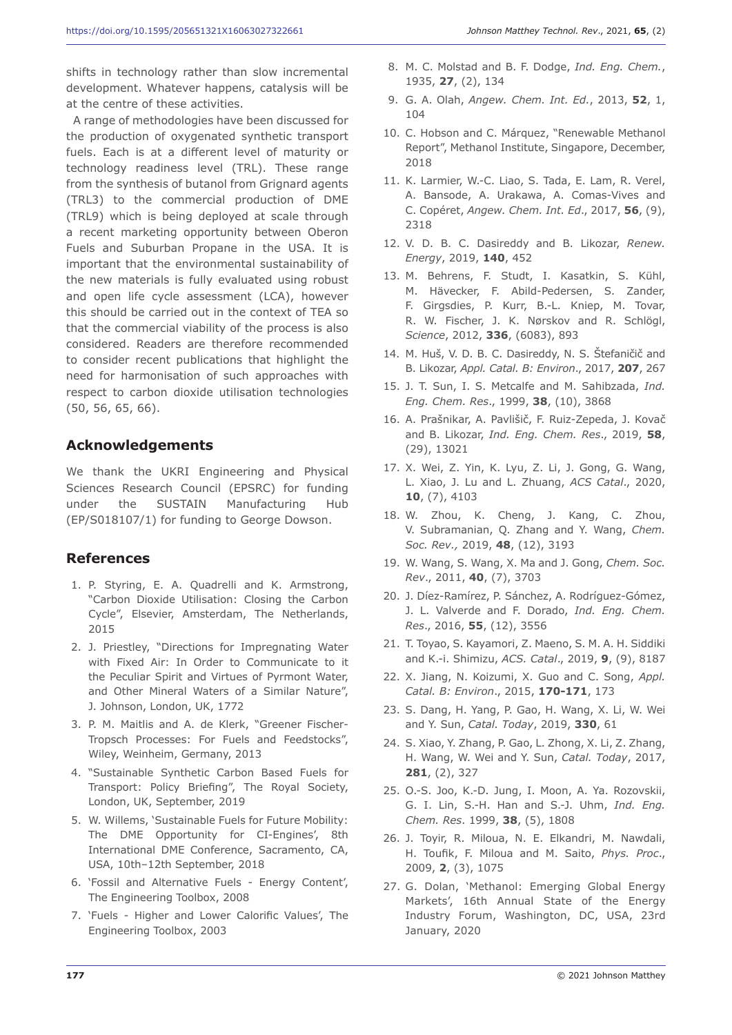shifts in technology rather than slow incremental development. Whatever happens, catalysis will be at the centre of these activities.

A range of methodologies have been discussed for the production of oxygenated synthetic transport fuels. Each is at a different level of maturity or technology readiness level (TRL). These range from the synthesis of butanol from Grignard agents (TRL3) to the commercial production of DME (TRL9) which is being deployed at scale through a recent marketing opportunity between Oberon Fuels and Suburban Propane in the USA. It is important that the environmental sustainability of the new materials is fully evaluated using robust and open life cycle assessment (LCA), however this should be carried out in the context of TEA so that the commercial viability of the process is also considered. Readers are therefore recommended to consider recent publications that highlight the need for harmonisation of such approaches with respect to carbon dioxide utilisation technologies (50, 56, 65, 66).

## Acknowledgements

We thank the UKRI Engineering and Physical Sciences Research Council (EPSRC) for funding under the SUSTAIN Manufacturing Hub (EP/S018107/1) for funding to George Dowson.

## References

1. P. Styring, E. A. Quadrelli and K. Armstrong, "Carbon Dioxide Utilisation: Closing the Carbon Cycle", Elsevier, Amsterdam, The Netherlands, 2015
2. J. Priestley, "Directions for Impregnating Water with Fixed Air: In Order to Communicate to it the Peculiar Spirit and Virtues of Pyrmont Water, and Other Mineral Waters of a Similar Nature", J. Johnson, London, UK, 1772
3. P. M. Maitlis and A. de Klerk, "Greener Fischer-Tropsch Processes: For Fuels and Feedstocks", Wiley, Weinheim, Germany, 2013
4. "Sustainable Synthetic Carbon Based Fuels for Transport: Policy Briefing", The Royal Society, London, UK, September, 2019
5. W. Willems, 'Sustainable Fuels for Future Mobility: The DME Opportunity for CI-Engines', 8th International DME Conference, Sacramento, CA, USA, 10th–12th September, 2018
6. 'Fossil and Alternative Fuels - Energy Content', The Engineering Toolbox, 2008
7. 'Fuels - Higher and Lower Calorific Values', The Engineering Toolbox, 2003
8. M. C. Molstad and B. F. Dodge, *Ind. Eng. Chem.*, 1935, **27**, (2), 134
9. G. A. Olah, *Angew. Chem. Int. Ed.*, 2013, **52**, 1, 104
10. C. Hobson and C. Márquez, "Renewable Methanol Report", Methanol Institute, Singapore, December, 2018
11. K. Larmier, W.-C. Liao, S. Tada, E. Lam, R. Verel, A. Bansode, A. Urakawa, A. Comas-Vives and C. Copéret, *Angew. Chem. Int. Ed.*, 2017, **56**, (9), 2318
12. V. D. B. C. Dasireddy and B. Likozar, *Renew. Energy*, 2019, **140**, 452
13. M. Behrens, F. Studt, I. Kasatkin, S. Kühl, M. Hävecker, F. Abild-Pedersen, S. Zander, F. Girgsdies, P. Kurr, B.-L. Kniep, M. Tovar, R. W. Fischer, J. K. Nørskov and R. Schlögl, *Science*, 2012, **336**, (6083), 893
14. M. Huš, V. D. B. C. Dasireddy, N. S. Štefaničič and B. Likozar, *Appl. Catal. B: Environ.*, 2017, **207**, 267
15. J. T. Sun, I. S. Metcalfe and M. Sahibzada, *Ind. Eng. Chem. Res.*, 1999, **38**, (10), 3868
16. A. Prašnikar, A. Pavlišič, F. Ruiz-Zepeda, J. Kovač and B. Likozar, *Ind. Eng. Chem. Res.*, 2019, **58**, (29), 13021
17. X. Wei, Z. Yin, K. Lyu, Z. Li, J. Gong, G. Wang, L. Xiao, J. Lu and L. Zhuang, *ACS Catal.*, 2020, **10**, (7), 4103
18. W. Zhou, K. Cheng, J. Kang, C. Zhou, V. Subramanian, Q. Zhang and Y. Wang, *Chem. Soc. Rev.*, 2019, **48**, (12), 3193
19. W. Wang, S. Wang, X. Ma and J. Gong, *Chem. Soc. Rev.*, 2011, **40**, (7), 3703
20. J. Díez-Ramírez, P. Sánchez, A. Rodríguez-Gómez, J. L. Valverde and F. Dorado, *Ind. Eng. Chem. Res.*, 2016, **55**, (12), 3556
21. T. Toyao, S. Kayamori, Z. Maeno, S. M. A. H. Siddiki and K.-i. Shimizu, *ACS. Catal.*, 2019, **9**, (9), 8187
22. X. Jiang, N. Koizumi, X. Guo and C. Song, *Appl. Catal. B: Environ.*, 2015, **170-171**, 173
23. S. Dang, H. Yang, P. Gao, H. Wang, X. Li, W. Wei and Y. Sun, *Catal. Today*, 2019, **330**, 61
24. S. Xiao, Y. Zhang, P. Gao, L. Zhong, X. Li, Z. Zhang, H. Wang, W. Wei and Y. Sun, *Catal. Today*, 2017, **281**, (2), 327
25. O.-S. Joo, K.-D. Jung, I. Moon, A. Ya. Rozovskii, G. I. Lin, S.-H. Han and S.-J. Uhm, *Ind. Eng. Chem. Res.* 1999, **38**, (5), 1808
26. J. Toyir, R. Miloua, N. E. Elkandri, M. Nawdali, H. Toufik, F. Miloua and M. Saito, *Phys. Proc.*, 2009, **2**, (3), 1075
27. G. Dolan, 'Methanol: Emerging Global Energy Markets', 16th Annual State of the Energy Industry Forum, Washington, DC, USA, 23rd January, 2020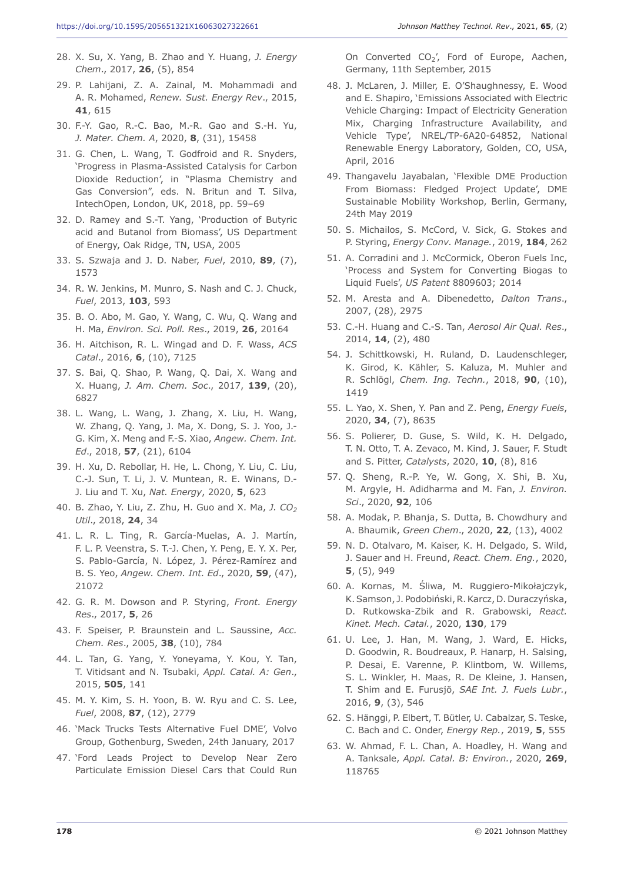28. X. Su, X. Yang, B. Zhao and Y. Huang, *J. Energy Chem.*, 2017, **26**, (5), 854
29. P. Lahijani, Z. A. Zainal, M. Mohammadi and A. R. Mohamed, *Renew. Sust. Energy Rev*., 2015, **41**, 615
30. F.-Y. Gao, R.-C. Bao, M.-R. Gao and S.-H. Yu, *J. Mater. Chem. A*, 2020, **8**, (31), 15458
31. G. Chen, L. Wang, T. Godfroid and R. Snyders, 'Progress in Plasma-Assisted Catalysis for Carbon Dioxide Reduction', in "Plasma Chemistry and Gas Conversion", eds. N. Britun and T. Silva, IntechOpen, London, UK, 2018, pp. 59–69
32. D. Ramey and S.-T. Yang, 'Production of Butyric acid and Butanol from Biomass', US Department of Energy, Oak Ridge, TN, USA, 2005
33. S. Szwaja and J. D. Naber, *Fuel*, 2010, **89**, (7), 1573
34. R. W. Jenkins, M. Munro, S. Nash and C. J. Chuck, *Fuel*, 2013, **103**, 593
35. B. O. Abo, M. Gao, Y. Wang, C. Wu, Q. Wang and H. Ma, *Environ. Sci. Poll. Res*., 2019, **26**, 20164
36. H. Aitchison, R. L. Wingad and D. F. Wass, *ACS Catal*., 2016, **6**, (10), 7125
37. S. Bai, Q. Shao, P. Wang, Q. Dai, X. Wang and X. Huang, *J. Am. Chem. Soc*., 2017, **139**, (20), 6827
38. L. Wang, L. Wang, J. Zhang, X. Liu, H. Wang, W. Zhang, Q. Yang, J. Ma, X. Dong, S. J. Yoo, J.-G. Kim, X. Meng and F.-S. Xiao, *Angew. Chem. Int. Ed*., 2018, **57**, (21), 6104
39. H. Xu, D. Rebollar, H. He, L. Chong, Y. Liu, C. Liu, C.-J. Sun, T. Li, J. V. Muntean, R. E. Winans, D.-J. Liu and T. Xu, *Nat. Energy*, 2020, **5**, 623
40. B. Zhao, Y. Liu, Z. Zhu, H. Guo and X. Ma, *J. $CO_2$ Util*., 2018, **24**, 34
41. L. R. L. Ting, R. García-Muelas, A. J. Martín, F. L. P. Veenstra, S. T.-J. Chen, Y. Peng, E. Y. X. Per, S. Pablo-García, N. López, J. Pérez-Ramírez and B. S. Yeo, *Angew. Chem. Int. Ed*., 2020, **59**, (47), 21072
42. G. R. M. Dowson and P. Styring, *Front. Energy Res*., 2017, **5**, 26
43. F. Speiser, P. Braunstein and L. Saussine, *Acc. Chem. Res*., 2005, **38**, (10), 784
44. L. Tan, G. Yang, Y. Yoneyama, Y. Kou, Y. Tan, T. Vitidsant and N. Tsubaki, *Appl. Catal. A: Gen*., 2015, **505**, 141
45. M. Y. Kim, S. H. Yoon, B. W. Ryu and C. S. Lee, *Fuel*, 2008, **87**, (12), 2779
46. 'Mack Trucks Tests Alternative Fuel DME', Volvo Group, Gothenburg, Sweden, 24th January, 2017
47. 'Ford Leads Project to Develop Near Zero Particulate Emission Diesel Cars that Could Run On Converted $CO_2$', Ford of Europe, Aachen, Germany, 11th September, 2015
48. J. McLaren, J. Miller, E. O'Shaughnessy, E. Wood and E. Shapiro, 'Emissions Associated with Electric Vehicle Charging: Impact of Electricity Generation Mix, Charging Infrastructure Availability, and Vehicle Type', NREL/TP-6A20-64852, National Renewable Energy Laboratory, Golden, CO, USA, April, 2016
49. Thangavelu Jayabalan, 'Flexible DME Production From Biomass: Fledged Project Update', DME Sustainable Mobility Workshop, Berlin, Germany, 24th May 2019
50. S. Michailos, S. McCord, V. Sick, G. Stokes and P. Styring, *Energy Conv. Manage.*, 2019, **184**, 262
51. A. Corradini and J. McCormick, Oberon Fuels Inc, 'Process and System for Converting Biogas to Liquid Fuels', *US Patent* 8809603; 2014
52. M. Aresta and A. Dibenedetto, *Dalton Trans*., 2007, (28), 2975
53. C.-H. Huang and C.-S. Tan, *Aerosol Air Qual. Res*., 2014, **14**, (2), 480
54. J. Schittkowski, H. Ruland, D. Laudenschleger, K. Girod, K. Kähler, S. Kaluza, M. Muhler and R. Schlögl, *Chem. Ing. Techn.*, 2018, **90**, (10), 1419
55. L. Yao, X. Shen, Y. Pan and Z. Peng, *Energy Fuels*, 2020, **34**, (7), 8635
56. S. Polierer, D. Guse, S. Wild, K. H. Delgado, T. N. Otto, T. A. Zevaco, M. Kind, J. Sauer, F. Studt and S. Pitter, *Catalysts*, 2020, **10**, (8), 816
57. Q. Sheng, R.-P. Ye, W. Gong, X. Shi, B. Xu, M. Argyle, H. Adidharma and M. Fan, *J. Environ. Sci*., 2020, **92**, 106
58. A. Modak, P. Bhanja, S. Dutta, B. Chowdhury and A. Bhaumik, *Green Chem*., 2020, **22**, (13), 4002
59. N. D. Otalvaro, M. Kaiser, K. H. Delgado, S. Wild, J. Sauer and H. Freund, *React. Chem. Eng.*, 2020, **5**, (5), 949
60. A. Kornas, M. Śliwa, M. Ruggiero-Mikołajczyk, K. Samson, J. Podobiński, R. Karcz, D. Duraczyńska, D. Rutkowska-Zbik and R. Grabowski, *React. Kinet. Mech. Catal.*, 2020, **130**, 179
61. U. Lee, J. Han, M. Wang, J. Ward, E. Hicks, D. Goodwin, R. Boudreaux, P. Hanarp, H. Salsing, P. Desai, E. Varenne, P. Klintbom, W. Willems, S. L. Winkler, H. Maas, R. De Kleine, J. Hansen, T. Shim and E. Furusjö, *SAE Int. J. Fuels Lubr.*, 2016, **9**, (3), 546
62. S. Hänggi, P. Elbert, T. Bütler, U. Cabalzar, S. Teske, C. Bach and C. Onder, *Energy Rep.*, 2019, **5**, 555
63. W. Ahmad, F. L. Chan, A. Hoadley, H. Wang and A. Tanksale, *Appl. Catal. B: Environ.*, 2020, **269**, 118765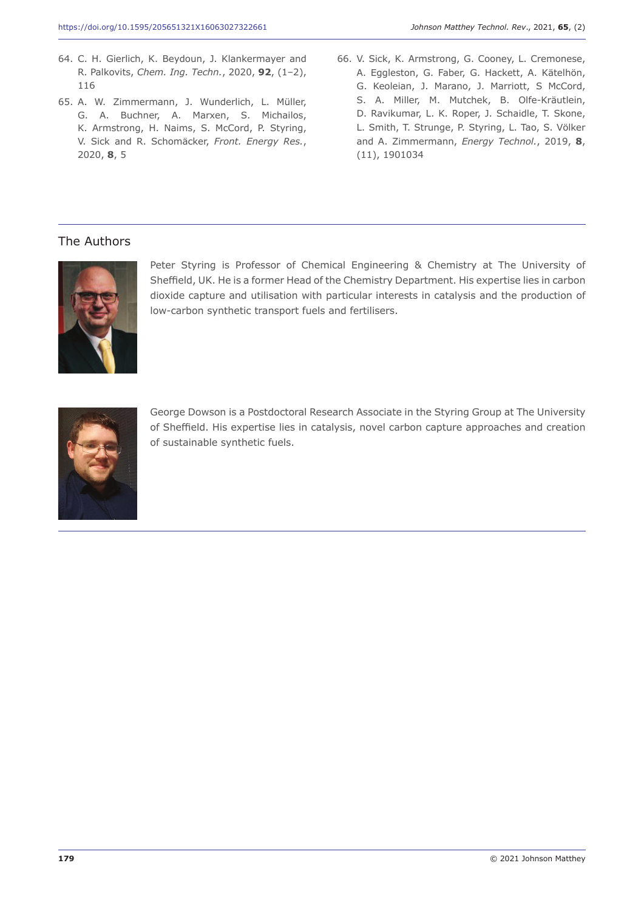64. C. H. Gierlich, K. Beydoun, J. Klankermayer and R. Palkovits, *Chem. Ing. Techn.*, 2020, **92**, (1–2), 116

65. A. W. Zimmermann, J. Wunderlich, L. Müller, G. A. Buchner, A. Marxen, S. Michailos, K. Armstrong, H. Naims, S. McCord, P. Styring, V. Sick and R. Schomäcker, *Front. Energy Res.*, 2020, **8**, 5

66. V. Sick, K. Armstrong, G. Cooney, L. Cremonese, A. Eggleston, G. Faber, G. Hackett, A. Kätelhön, G. Keoleian, J. Marano, J. Marriott, S McCord, S. A. Miller, M. Mutchek, B. Olfe-Kräutlein, D. Ravikumar, L. K. Roper, J. Schaidle, T. Skone, L. Smith, T. Strunge, P. Styring, L. Tao, S. Völker and A. Zimmermann, *Energy Technol.*, 2019, **8**, (11), 1901034

## The Authors

Peter Styring is Professor of Chemical Engineering & Chemistry at The University of Sheffield, UK. He is a former Head of the Chemistry Department. His expertise lies in carbon dioxide capture and utilisation with particular interests in catalysis and the production of low-carbon synthetic transport fuels and fertilisers.

George Dowson is a Postdoctoral Research Associate in the Styring Group at The University of Sheffield. His expertise lies in catalysis, novel carbon capture approaches and creation of sustainable synthetic fuels.